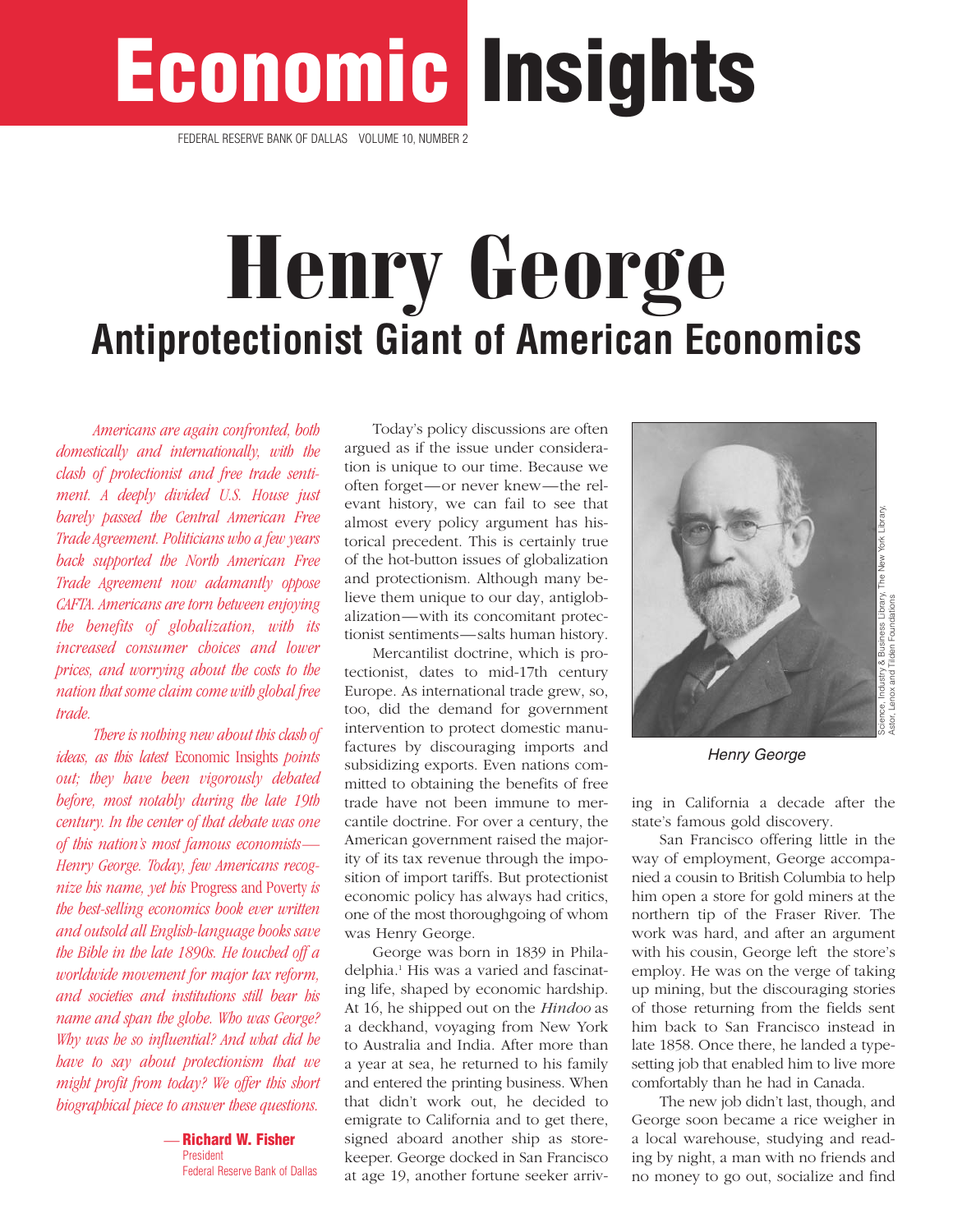# Economic Insights

FEDERAL RESERVE BANK OF DALLAS VOLUME 10, NUMBER 2

# Henry George

## Antiprotectionist Giant of American Economics

*Americans are again confronted, both domestically and internationally, with the clash of protectionist and free trade sentiment. A deeply divided U.S. House just barely passed the Central American Free Trade Agreement. Politicians who a few years back supported the North American Free Trade Agreement now adamantly oppose CAFTA. Americans are torn between enjoying the benefits of globalization, with its increased consumer choices and lower prices, and worrying about the costs to the nation that some claim come with global free trade.*

*There is nothing new about this clash of ideas, as this latest* Economic Insights *points out; they have been vigorously debated before, most notably during the late 19th century. In the center of that debate was one of this nation's most famous economists—Henry George. Today, few Americans recognize his name, yet his* Progress and Poverty *is the best-selling economics book ever written and outsold all English-language books save the Bible in the late 1890s. He touched off a worldwide movement for major tax reform, and societies and institutions still bear his name and span the globe. Who was George? Why was he so influential? And what did he have to say about protectionism that we might profit from today? We offer this short biographical piece to answer these questions.*

— **Richard W. Fisher**
President
Federal Reserve Bank of Dallas

Today's policy discussions are often argued as if the issue under consideration is unique to our time. Because we often forget—or never knew—the relevant history, we can fail to see that almost every policy argument has historical precedent. This is certainly true of the hot-button issues of globalization and protectionism. Although many believe them unique to our day, antiglobalization—with its concomitant protectionist sentiments—salts human history.

Mercantilist doctrine, which is protectionist, dates to mid-17th century Europe. As international trade grew, so, too, did the demand for government intervention to protect domestic manufactures by discouraging imports and subsidizing exports. Even nations committed to obtaining the benefits of free trade have not been immune to mercantile doctrine. For over a century, the American government raised the majority of its tax revenue through the imposition of import tariffs. But protectionist economic policy has always had critics, one of the most thoroughgoing of whom was Henry George.

George was born in 1839 in Philadelphia.[1] His was a varied and fascinating life, shaped by economic hardship. At 16, he shipped out on the *Hindoo* as a deckhand, voyaging from New York to Australia and India. After more than a year at sea, he returned to his family and entered the printing business. When that didn't work out, he decided to emigrate to California and to get there, signed aboard another ship as storekeeper. George docked in San Francisco at age 19, another fortune seeker arriving in California a decade after the state's famous gold discovery.

Henry George

Science, Industry & Business Library, The New York Library, Astor, Lenox and Tilden Foundations

San Francisco offering little in the way of employment, George accompanied a cousin to British Columbia to help him open a store for gold miners at the northern tip of the Fraser River. The work was hard, and after an argument with his cousin, George left the store's employ. He was on the verge of taking up mining, but the discouraging stories of those returning from the fields sent him back to San Francisco instead in late 1858. Once there, he landed a typesetting job that enabled him to live more comfortably than he had in Canada.

The new job didn't last, though, and George soon became a rice weigher in a local warehouse, studying and reading by night, a man with no friends and no money to go out, socialize and find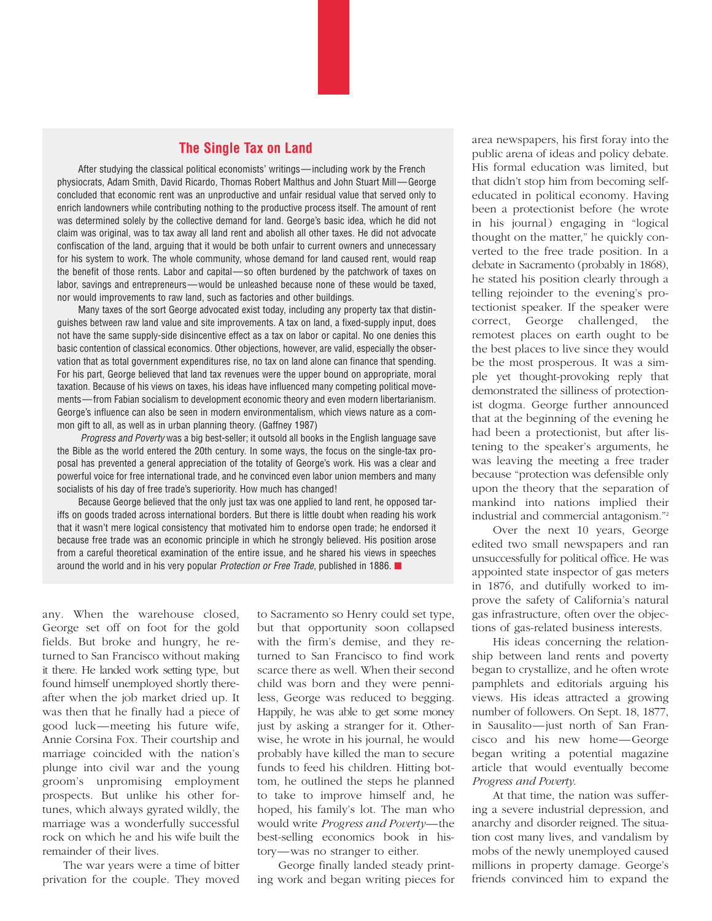## The Single Tax on Land

After studying the classical political economists' writings—including work by the French physiocrats, Adam Smith, David Ricardo, Thomas Robert Malthus and John Stuart Mill—George concluded that economic rent was an unproductive and unfair residual value that served only to enrich landowners while contributing nothing to the productive process itself. The amount of rent was determined solely by the collective demand for land. George's basic idea, which he did not claim was original, was to tax away all land rent and abolish all other taxes. He did not advocate confiscation of the land, arguing that it would be both unfair to current owners and unnecessary for his system to work. The whole community, whose demand for land caused rent, would reap the benefit of those rents. Labor and capital—so often burdened by the patchwork of taxes on labor, savings and entrepreneurs—would be unleashed because none of these would be taxed, nor would improvements to raw land, such as factories and other buildings.

Many taxes of the sort George advocated exist today, including any property tax that distinguishes between raw land value and site improvements. A tax on land, a fixed-supply input, does not have the same supply-side disincentive effect as a tax on labor or capital. No one denies this basic contention of classical economics. Other objections, however, are valid, especially the observation that as total government expenditures rise, no tax on land alone can finance that spending. For his part, George believed that land tax revenues were the upper bound on appropriate, moral taxation. Because of his views on taxes, his ideas have influenced many competing political movements—from Fabian socialism to development economic theory and even modern libertarianism. George's influence can also be seen in modern environmentalism, which views nature as a common gift to all, as well as in urban planning theory. (Gaffney 1987)

*Progress and Poverty* was a big best-seller; it outsold all books in the English language save the Bible as the world entered the 20th century. In some ways, the focus on the single-tax proposal has prevented a general appreciation of the totality of George's work. His was a clear and powerful voice for free international trade, and he convinced even labor union members and many socialists of his day of free trade's superiority. How much has changed!

Because George believed that the only just tax was one applied to land rent, he opposed tariffs on goods traded across international borders. But there is little doubt when reading his work that it wasn't mere logical consistency that motivated him to endorse open trade; he endorsed it because free trade was an economic principle in which he strongly believed. His position arose from a careful theoretical examination of the entire issue, and he shared his views in speeches around the world and in his very popular *Protection or Free Trade*, published in 1886. ■

any. When the warehouse closed, George set off on foot for the gold fields. But broke and hungry, he returned to San Francisco without making it there. He landed work setting type, but found himself unemployed shortly thereafter when the job market dried up. It was then that he finally had a piece of good luck—meeting his future wife, Annie Corsina Fox. Their courtship and marriage coincided with the nation's plunge into civil war and the young groom's unpromising employment prospects. But unlike his other fortunes, which always gyrated wildly, the marriage was a wonderfully successful rock on which he and his wife built the remainder of their lives.

The war years were a time of bitter privation for the couple. They moved to Sacramento so Henry could set type, but that opportunity soon collapsed with the firm's demise, and they returned to San Francisco to find work scarce there as well. When their second child was born and they were penniless, George was reduced to begging. Happily, he was able to get some money just by asking a stranger for it. Otherwise, he wrote in his journal, he would probably have killed the man to secure funds to feed his children. Hitting bottom, he outlined the steps he planned to take to improve himself and, he hoped, his family's lot. The man who would write *Progress and Poverty*—the best-selling economics book in history—was no stranger to either.

George finally landed steady printing work and began writing pieces for area newspapers, his first foray into the public arena of ideas and policy debate. His formal education was limited, but that didn't stop him from becoming self-educated in political economy. Having been a protectionist before (he wrote in his journal) engaging in "logical thought on the matter," he quickly converted to the free trade position. In a debate in Sacramento (probably in 1868), he stated his position clearly through a telling rejoinder to the evening's protectionist speaker. If the speaker were correct, George challenged, the remotest places on earth ought to be the best places to live since they would be the most prosperous. It was a simple yet thought-provoking reply that demonstrated the silliness of protectionist dogma. George further announced that at the beginning of the evening he had been a protectionist, but after listening to the speaker's arguments, he was leaving the meeting a free trader because "protection was defensible only upon the theory that the separation of mankind into nations implied their industrial and commercial antagonism."[2]

Over the next 10 years, George edited two small newspapers and ran unsuccessfully for political office. He was appointed state inspector of gas meters in 1876, and dutifully worked to improve the safety of California's natural gas infrastructure, often over the objections of gas-related business interests.

His ideas concerning the relationship between land rents and poverty began to crystallize, and he often wrote pamphlets and editorials arguing his views. His ideas attracted a growing number of followers. On Sept. 18, 1877, in Sausalito—just north of San Francisco and his new home—George began writing a potential magazine article that would eventually become *Progress and Poverty*.

At that time, the nation was suffering a severe industrial depression, and anarchy and disorder reigned. The situation cost many lives, and vandalism by mobs of the newly unemployed caused millions in property damage. George's friends convinced him to expand the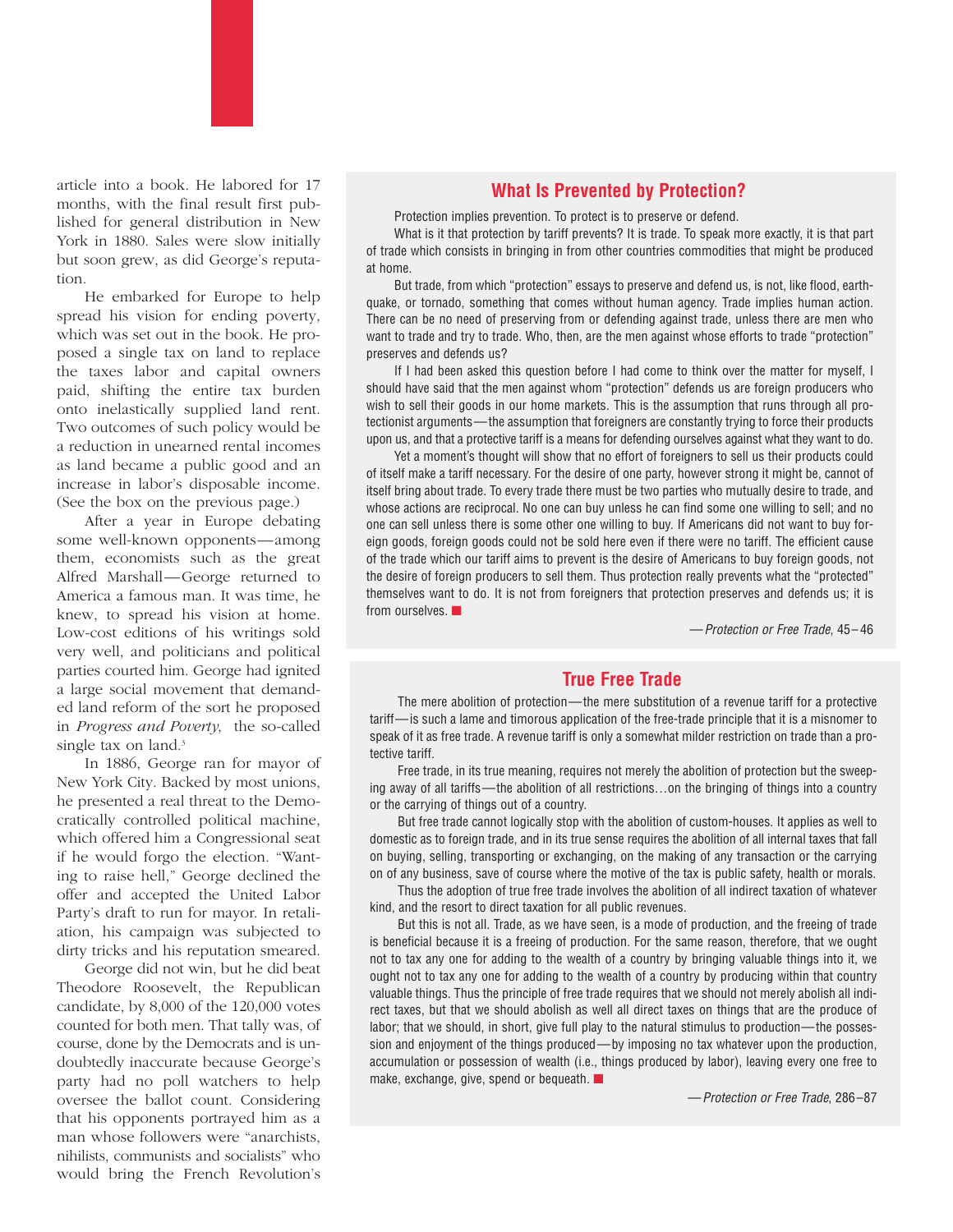article into a book. He labored for 17 months, with the final result first published for general distribution in New York in 1880. Sales were slow initially but soon grew, as did George's reputation.

He embarked for Europe to help spread his vision for ending poverty, which was set out in the book. He proposed a single tax on land to replace the taxes labor and capital owners paid, shifting the entire tax burden onto inelastically supplied land rent. Two outcomes of such policy would be a reduction in unearned rental incomes as land became a public good and an increase in labor's disposable income. (See the box on the previous page.)

After a year in Europe debating some well-known opponents—among them, economists such as the great Alfred Marshall—George returned to America a famous man. It was time, he knew, to spread his vision at home. Low-cost editions of his writings sold very well, and politicians and political parties courted him. George had ignited a large social movement that demanded land reform of the sort he proposed in *Progress and Poverty*, the so-called single tax on land.[3]

In 1886, George ran for mayor of New York City. Backed by most unions, he presented a real threat to the Democratically controlled political machine, which offered him a Congressional seat if he would forgo the election. "Wanting to raise hell," George declined the offer and accepted the United Labor Party's draft to run for mayor. In retaliation, his campaign was subjected to dirty tricks and his reputation smeared.

George did not win, but he did beat Theodore Roosevelt, the Republican candidate, by 8,000 of the 120,000 votes counted for both men. That tally was, of course, done by the Democrats and is undoubtedly inaccurate because George's party had no poll watchers to help oversee the ballot count. Considering that his opponents portrayed him as a man whose followers were "anarchists, nihilists, communists and socialists" who would bring the French Revolution's

## What Is Prevented by Protection?

Protection implies prevention. To protect is to preserve or defend.

What is it that protection by tariff prevents? It is trade. To speak more exactly, it is that part of trade which consists in bringing in from other countries commodities that might be produced at home.

But trade, from which "protection" essays to preserve and defend us, is not, like flood, earthquake, or tornado, something that comes without human agency. Trade implies human action. There can be no need of preserving from or defending against trade, unless there are men who want to trade and try to trade. Who, then, are the men against whose efforts to trade "protection" preserves and defends us?

If I had been asked this question before I had come to think over the matter for myself, I should have said that the men against whom "protection" defends us are foreign producers who wish to sell their goods in our home markets. This is the assumption that runs through all protectionist arguments—the assumption that foreigners are constantly trying to force their products upon us, and that a protective tariff is a means for defending ourselves against what they want to do.

Yet a moment's thought will show that no effort of foreigners to sell us their products could of itself make a tariff necessary. For the desire of one party, however strong it might be, cannot of itself bring about trade. To every trade there must be two parties who mutually desire to trade, and whose actions are reciprocal. No one can buy unless he can find some one willing to sell; and no one can sell unless there is some other one willing to buy. If Americans did not want to buy foreign goods, foreign goods could not be sold here even if there were no tariff. The efficient cause of the trade which our tariff aims to prevent is the desire of Americans to buy foreign goods, not the desire of foreign producers to sell them. Thus protection really prevents what the "protected" themselves want to do. It is not from foreigners that protection preserves and defends us; it is from ourselves. ■

—*Protection or Free Trade*, 45–46

## True Free Trade

The mere abolition of protection—the mere substitution of a revenue tariff for a protective tariff—is such a lame and timorous application of the free-trade principle that it is a misnomer to speak of it as free trade. A revenue tariff is only a somewhat milder restriction on trade than a protective tariff.

Free trade, in its true meaning, requires not merely the abolition of protection but the sweeping away of all tariffs—the abolition of all restrictions…on the bringing of things into a country or the carrying of things out of a country.

But free trade cannot logically stop with the abolition of custom-houses. It applies as well to domestic as to foreign trade, and in its true sense requires the abolition of all internal taxes that fall on buying, selling, transporting or exchanging, on the making of any transaction or the carrying on of any business, save of course where the motive of the tax is public safety, health or morals.

Thus the adoption of true free trade involves the abolition of all indirect taxation of whatever kind, and the resort to direct taxation for all public revenues.

But this is not all. Trade, as we have seen, is a mode of production, and the freeing of trade is beneficial because it is a freeing of production. For the same reason, therefore, that we ought not to tax any one for adding to the wealth of a country by bringing valuable things into it, we ought not to tax any one for adding to the wealth of a country by producing within that country valuable things. Thus the principle of free trade requires that we should not merely abolish all indirect taxes, but that we should abolish as well all direct taxes on things that are the produce of labor; that we should, in short, give full play to the natural stimulus to production—the possession and enjoyment of the things produced—by imposing no tax whatever upon the production, accumulation or possession of wealth (i.e., things produced by labor), leaving every one free to make, exchange, give, spend or bequeath. ■

—*Protection or Free Trade*, 286–87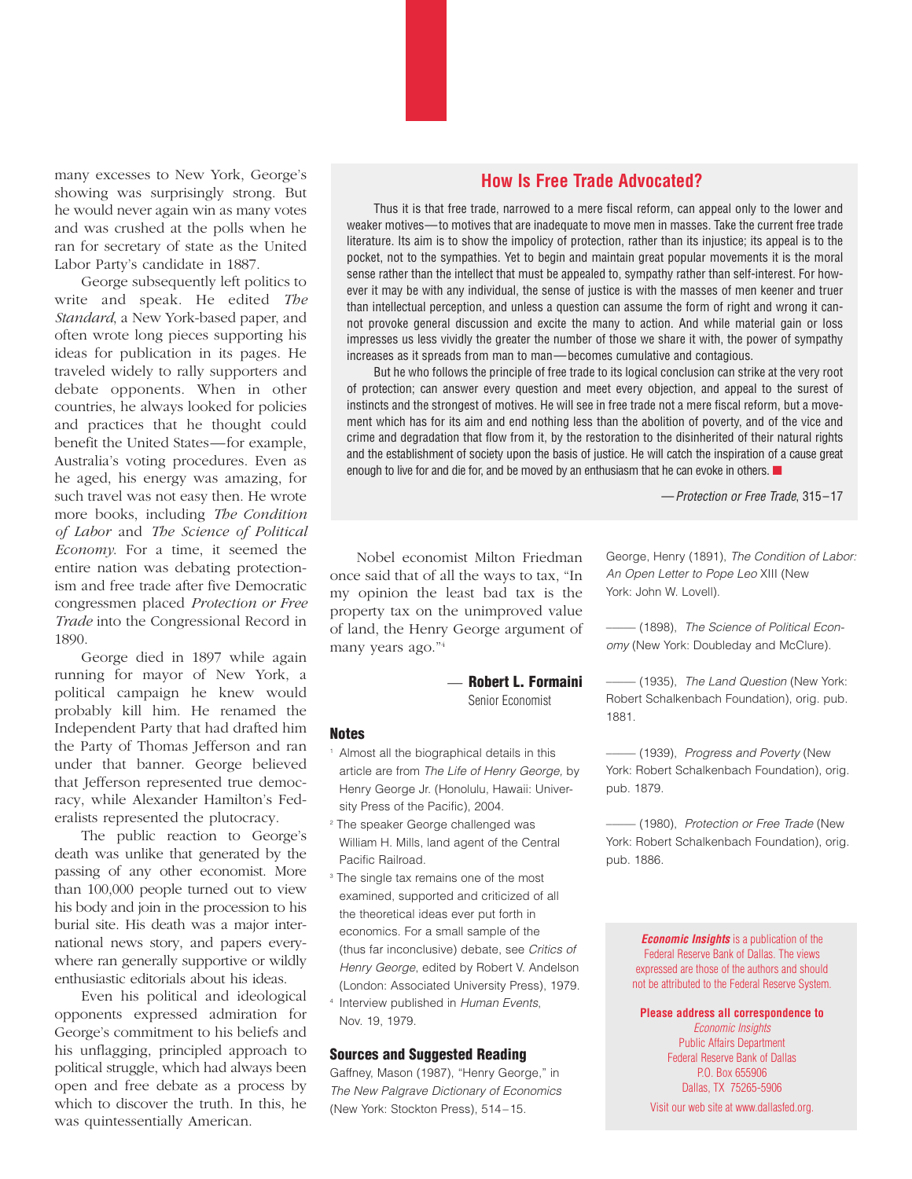many excesses to New York, George's showing was surprisingly strong. But he would never again win as many votes and was crushed at the polls when he ran for secretary of state as the United Labor Party's candidate in 1887.

George subsequently left politics to write and speak. He edited *The Standard*, a New York-based paper, and often wrote long pieces supporting his ideas for publication in its pages. He traveled widely to rally supporters and debate opponents. When in other countries, he always looked for policies and practices that he thought could benefit the United States—for example, Australia's voting procedures. Even as he aged, his energy was amazing, for such travel was not easy then. He wrote more books, including *The Condition of Labor* and *The Science of Political Economy*. For a time, it seemed the entire nation was debating protectionism and free trade after five Democratic congressmen placed *Protection or Free Trade* into the Congressional Record in 1890.

George died in 1897 while again running for mayor of New York, a political campaign he knew would probably kill him. He renamed the Independent Party that had drafted him the Party of Thomas Jefferson and ran under that banner. George believed that Jefferson represented true democracy, while Alexander Hamilton's Federalists represented the plutocracy.

The public reaction to George's death was unlike that generated by the passing of any other economist. More than 100,000 people turned out to view his body and join in the procession to his burial site. His death was a major international news story, and papers everywhere ran generally supportive or wildly enthusiastic editorials about his ideas.

Even his political and ideological opponents expressed admiration for George's commitment to his beliefs and his unflagging, principled approach to political struggle, which had always been open and free debate as a process by which to discover the truth. In this, he was quintessentially American.

## How Is Free Trade Advocated?

Thus it is that free trade, narrowed to a mere fiscal reform, can appeal only to the lower and weaker motives—to motives that are inadequate to move men in masses. Take the current free trade literature. Its aim is to show the impolicy of protection, rather than its injustice; its appeal is to the pocket, not to the sympathies. Yet to begin and maintain great popular movements it is the moral sense rather than the intellect that must be appealed to, sympathy rather than self-interest. For however it may be with any individual, the sense of justice is with the masses of men keener and truer than intellectual perception, and unless a question can assume the form of right and wrong it cannot provoke general discussion and excite the many to action. And while material gain or loss impresses us less vividly the greater the number of those we share it with, the power of sympathy increases as it spreads from man to man—becomes cumulative and contagious.

But he who follows the principle of free trade to its logical conclusion can strike at the very root of protection; can answer every question and meet every objection, and appeal to the surest of instincts and the strongest of motives. He will see in free trade not a mere fiscal reform, but a movement which has for its aim and end nothing less than the abolition of poverty, and of the vice and crime and degradation that flow from it, by the restoration to the disinherited of their natural rights and the establishment of society upon the basis of justice. He will catch the inspiration of a cause great enough to live for and die for, and be moved by an enthusiasm that he can evoke in others. ■

—*Protection or Free Trade*, 315–17

Nobel economist Milton Friedman once said that of all the ways to tax, "In my opinion the least bad tax is the property tax on the unimproved value of land, the Henry George argument of many years ago."[4]

— **Robert L. Formaini**
Senior Economist

### Notes

[1] Almost all the biographical details in this article are from *The Life of Henry George,* by Henry George Jr. (Honolulu, Hawaii: University Press of the Pacific), 2004.

[2] The speaker George challenged was William H. Mills, land agent of the Central Pacific Railroad.

[3] The single tax remains one of the most examined, supported and criticized of all the theoretical ideas ever put forth in economics. For a small sample of the (thus far inconclusive) debate, see *Critics of Henry George*, edited by Robert V. Andelson (London: Associated University Press), 1979.

[4] Interview published in *Human Events*, Nov. 19, 1979.

### Sources and Suggested Reading

Gaffney, Mason (1987), "Henry George," in *The New Palgrave Dictionary of Economics* (New York: Stockton Press), 514–15.

George, Henry (1891), *The Condition of Labor: An Open Letter to Pope Leo XIII* (New York: John W. Lovell).

——— (1898), *The Science of Political Economy* (New York: Doubleday and McClure).

——— (1935), *The Land Question* (New York: Robert Schalkenbach Foundation), orig. pub. 1881.

——— (1939), *Progress and Poverty* (New York: Robert Schalkenbach Foundation), orig. pub. 1879.

——— (1980), *Protection or Free Trade* (New York: Robert Schalkenbach Foundation), orig. pub. 1886.

***Economic Insights*** is a publication of the Federal Reserve Bank of Dallas. The views expressed are those of the authors and should not be attributed to the Federal Reserve System.

**Please address all correspondence to**
*Economic Insights*
Public Affairs Department
Federal Reserve Bank of Dallas
P.O. Box 655906
Dallas, TX 75265-5906

Visit our web site at www.dallasfed.org.